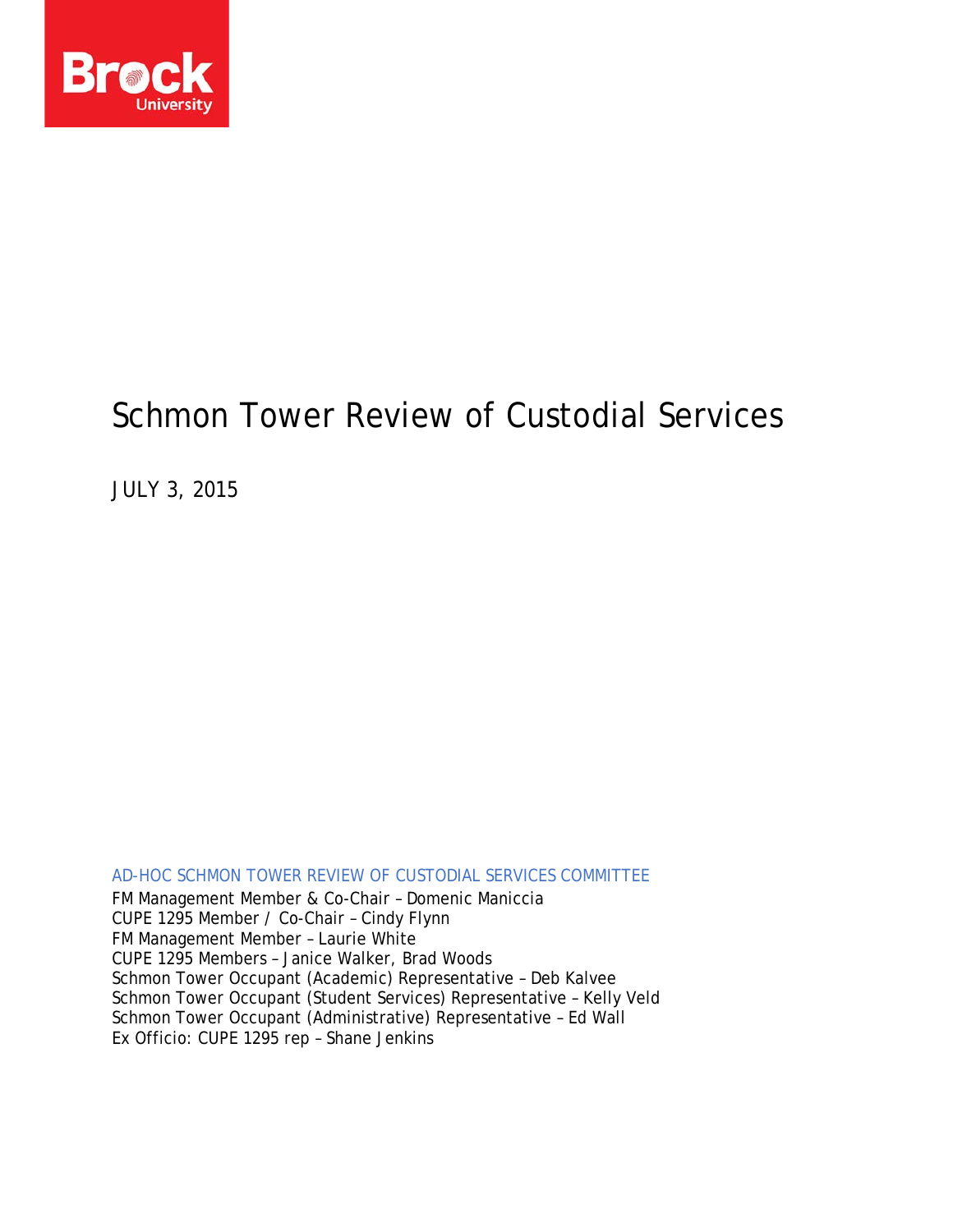# Schmon Tower Review of Custodial Services

JULY 3, 2015

AD-HOC SCHMON TOWER REVIEW OF CUSTODIAL SERVICES COMMITTEE

FM Management Member & Co-Chair – Domenic Maniccia
CUPE 1295 Member / Co-Chair – Cindy Flynn
FM Management Member – Laurie White
CUPE 1295 Members – Janice Walker, Brad Woods
Schmon Tower Occupant (Academic) Representative – Deb Kalvee
Schmon Tower Occupant (Student Services) Representative – Kelly Veld
Schmon Tower Occupant (Administrative) Representative – Ed Wall
Ex Officio: CUPE 1295 rep – Shane Jenkins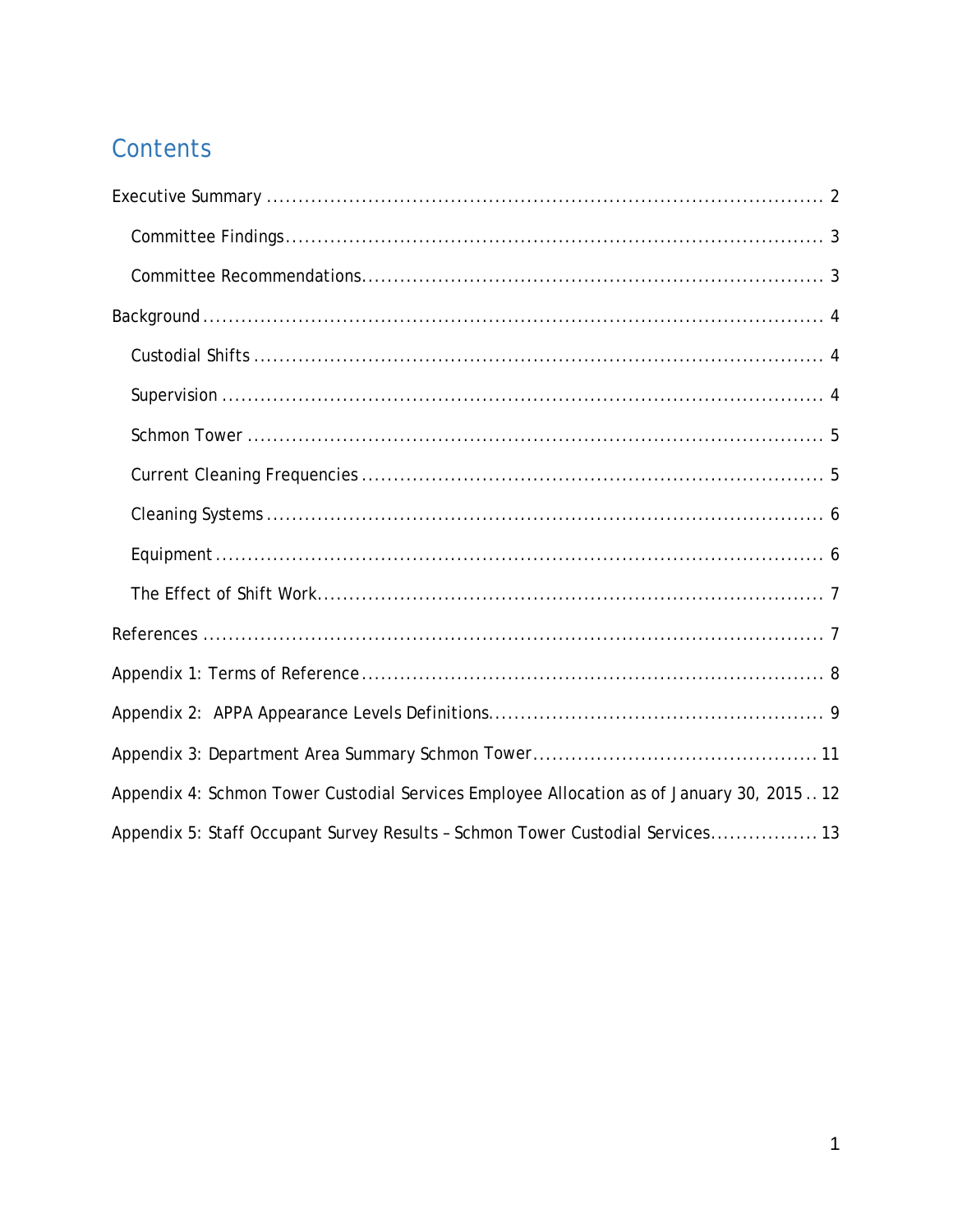# Contents

Executive Summary ........................................................................................ 2

- Committee Findings ...................................................................................... 3
- Committee Recommendations ........................................................................ 3

Background ...................................................................................................... 4

- Custodial Shifts ............................................................................................ 4
- Supervision .................................................................................................. 4
- Schmon Tower .............................................................................................. 5
- Current Cleaning Frequencies ........................................................................ 5
- Cleaning Systems .......................................................................................... 6
- Equipment .................................................................................................... 6
- The Effect of Shift Work ................................................................................. 7

References ........................................................................................................ 7

Appendix 1: Terms of Reference ......................................................................... 8

Appendix 2: APPA Appearance Levels Definitions ................................................. 9

Appendix 3: Department Area Summary Schmon Tower ...................................... 11

Appendix 4: Schmon Tower Custodial Services Employee Allocation as of January 30, 2015 .. 12

Appendix 5: Staff Occupant Survey Results – Schmon Tower Custodial Services ................. 13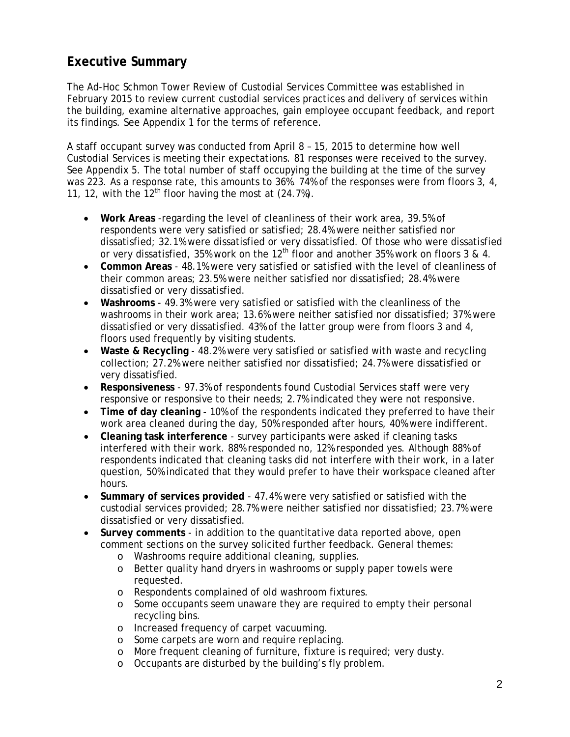## Executive Summary

The Ad-Hoc Schmon Tower Review of Custodial Services Committee was established in February 2015 to review current custodial services practices and delivery of services within the building, examine alternative approaches, gain employee occupant feedback, and report its findings. See Appendix 1 for the terms of reference.

A staff occupant survey was conducted from April 8 – 15, 2015 to determine how well Custodial Services is meeting their expectations. 81 responses were received to the survey. See Appendix 5. The total number of staff occupying the building at the time of the survey was 223. As a response rate, this amounts to 36%. 74% of the responses were from floors 3, 4, 11, 12, with the 12th floor having the most at (24.7%).

- **Work Areas** -regarding the level of cleanliness of their work area, 39.5% of respondents were very satisfied or satisfied; 28.4% were neither satisfied nor dissatisfied; 32.1% were dissatisfied or very dissatisfied. Of those who were dissatisfied or very dissatisfied, 35% work on the 12th floor and another 35% work on floors 3 & 4.
- **Common Areas** - 48.1% were very satisfied or satisfied with the level of cleanliness of their common areas; 23.5% were neither satisfied nor dissatisfied; 28.4% were dissatisfied or very dissatisfied.
- **Washrooms** - 49.3% were very satisfied or satisfied with the cleanliness of the washrooms in their work area; 13.6% were neither satisfied nor dissatisfied; 37% were dissatisfied or very dissatisfied. 43% of the latter group were from floors 3 and 4, floors used frequently by visiting students.
- **Waste & Recycling** - 48.2% were very satisfied or satisfied with waste and recycling collection; 27.2% were neither satisfied nor dissatisfied; 24.7% were dissatisfied or very dissatisfied.
- **Responsiveness** - 97.3% of respondents found Custodial Services staff were very responsive or responsive to their needs; 2.7% indicated they were not responsive.
- **Time of day cleaning** - 10% of the respondents indicated they preferred to have their work area cleaned during the day, 50% responded after hours, 40% were indifferent.
- **Cleaning task interference** - survey participants were asked if cleaning tasks interfered with their work. 88% responded no, 12% responded yes. Although 88% of respondents indicated that cleaning tasks did not interfere with their work, in a later question, 50% indicated that they would prefer to have their workspace cleaned after hours.
- **Summary of services provided** - 47.4% were very satisfied or satisfied with the custodial services provided; 28.7% were neither satisfied nor dissatisfied; 23.7% were dissatisfied or very dissatisfied.
- **Survey comments** - in addition to the quantitative data reported above, open comment sections on the survey solicited further feedback. General themes:
  - Washrooms require additional cleaning, supplies.
  - Better quality hand dryers in washrooms or supply paper towels were requested.
  - Respondents complained of old washroom fixtures.
  - Some occupants seem unaware they are required to empty their personal recycling bins.
  - Increased frequency of carpet vacuuming.
  - Some carpets are worn and require replacing.
  - More frequent cleaning of furniture, fixture is required; very dusty.
  - Occupants are disturbed by the building's fly problem.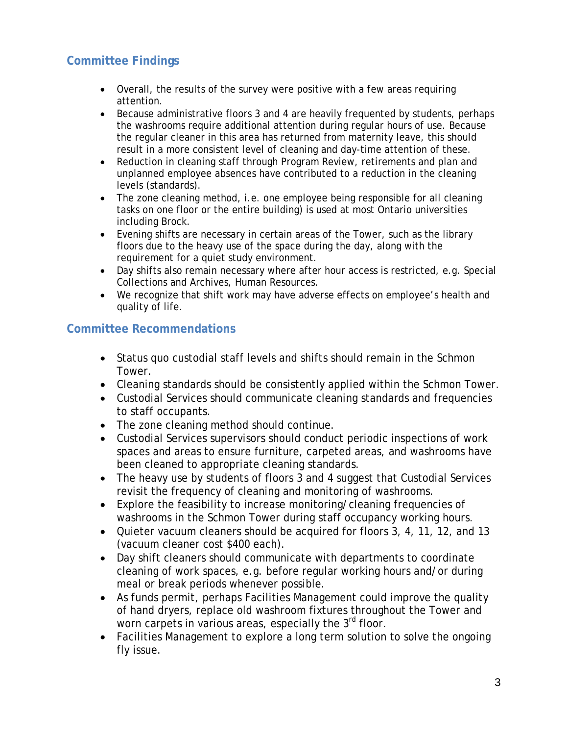## Committee Findings

- Overall, the results of the survey were positive with a few areas requiring attention.
- Because administrative floors 3 and 4 are heavily frequented by students, perhaps the washrooms require additional attention during regular hours of use. Because the regular cleaner in this area has returned from maternity leave, this should result in a more consistent level of cleaning and day-time attention of these.
- Reduction in cleaning staff through Program Review, retirements and plan and unplanned employee absences have contributed to a reduction in the cleaning levels (standards).
- The zone cleaning method, i.e. one employee being responsible for all cleaning tasks on one floor or the entire building) is used at most Ontario universities including Brock.
- Evening shifts are necessary in certain areas of the Tower, such as the library floors due to the heavy use of the space during the day, along with the requirement for a quiet study environment.
- Day shifts also remain necessary where after hour access is restricted, e.g. Special Collections and Archives, Human Resources.
- We recognize that shift work may have adverse effects on employee's health and quality of life.

## Committee Recommendations

- Status quo custodial staff levels and shifts should remain in the Schmon Tower.
- Cleaning standards should be consistently applied within the Schmon Tower.
- Custodial Services should communicate cleaning standards and frequencies to staff occupants.
- The zone cleaning method should continue.
- Custodial Services supervisors should conduct periodic inspections of work spaces and areas to ensure furniture, carpeted areas, and washrooms have been cleaned to appropriate cleaning standards.
- The heavy use by students of floors 3 and 4 suggest that Custodial Services revisit the frequency of cleaning and monitoring of washrooms.
- Explore the feasibility to increase monitoring/cleaning frequencies of washrooms in the Schmon Tower during staff occupancy working hours.
- Quieter vacuum cleaners should be acquired for floors 3, 4, 11, 12, and 13 (vacuum cleaner cost $400 each).
- Day shift cleaners should communicate with departments to coordinate cleaning of work spaces, e.g. before regular working hours and/or during meal or break periods whenever possible.
- As funds permit, perhaps Facilities Management could improve the quality of hand dryers, replace old washroom fixtures throughout the Tower and worn carpets in various areas, especially the 3rd floor.
- Facilities Management to explore a long term solution to solve the ongoing fly issue.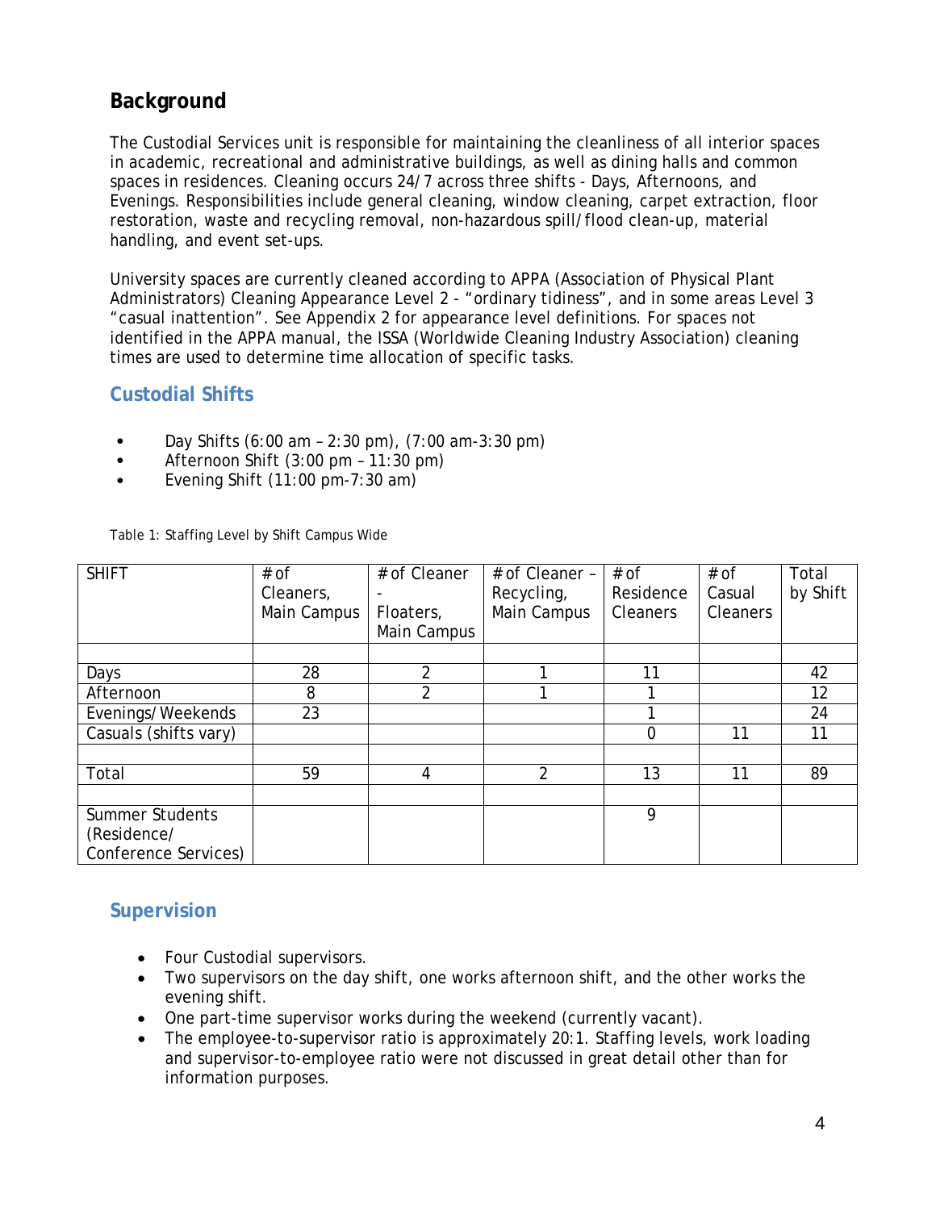## Background

The Custodial Services unit is responsible for maintaining the cleanliness of all interior spaces in academic, recreational and administrative buildings, as well as dining halls and common spaces in residences. Cleaning occurs 24/7 across three shifts - Days, Afternoons, and Evenings. Responsibilities include general cleaning, window cleaning, carpet extraction, floor restoration, waste and recycling removal, non-hazardous spill/flood clean-up, material handling, and event set-ups.

University spaces are currently cleaned according to APPA (Association of Physical Plant Administrators) Cleaning Appearance Level 2 - "ordinary tidiness", and in some areas Level 3 "casual inattention". See Appendix 2 for appearance level definitions. For spaces not identified in the APPA manual, the ISSA (Worldwide Cleaning Industry Association) cleaning times are used to determine time allocation of specific tasks.

### Custodial Shifts

- Day Shifts (6:00 am – 2:30 pm), (7:00 am-3:30 pm)
- Afternoon Shift (3:00 pm – 11:30 pm)
- Evening Shift (11:00 pm-7:30 am)

Table 1: Staffing Level by Shift Campus Wide

| SHIFT | # of Cleaners, Main Campus | # of Cleaner - Floaters, Main Campus | # of Cleaner – Recycling, Main Campus | # of Residence Cleaners | # of Casual Cleaners | Total by Shift |
|---|---|---|---|---|---|---|
| | | | | | | |
| Days | 28 | 2 | 1 | 11 | | 42 |
| Afternoon | 8 | 2 | 1 | 1 | | 12 |
| Evenings/Weekends | 23 | | | 1 | | 24 |
| Casuals (shifts vary) | | | | 0 | 11 | 11 |
| | | | | | | |
| Total | 59 | 4 | 2 | 13 | 11 | 89 |
| | | | | | | |
| Summer Students (Residence/ Conference Services) | | | | 9 | | |

### Supervision

- Four Custodial supervisors.
- Two supervisors on the day shift, one works afternoon shift, and the other works the evening shift.
- One part-time supervisor works during the weekend (currently vacant).
- The employee-to-supervisor ratio is approximately 20:1. Staffing levels, work loading and supervisor-to-employee ratio were not discussed in great detail other than for information purposes.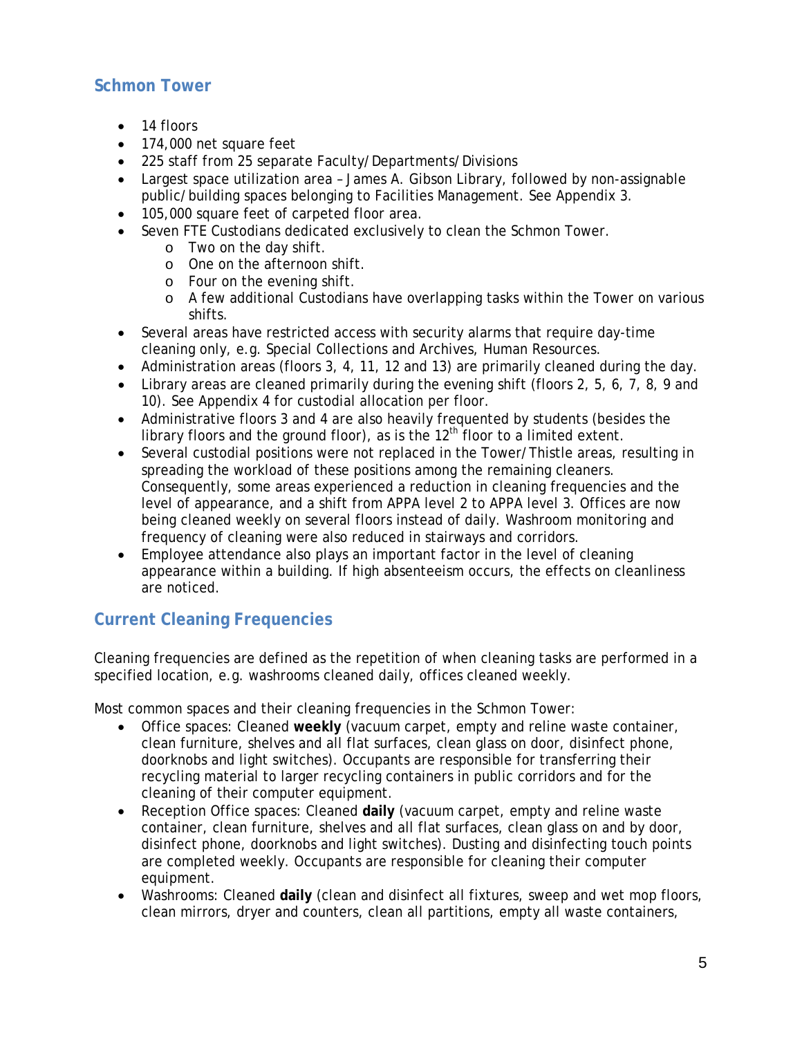## Schmon Tower

- 14 floors
- 174,000 net square feet
- 225 staff from 25 separate Faculty/Departments/Divisions
- Largest space utilization area – James A. Gibson Library, followed by non-assignable public/building spaces belonging to Facilities Management. See Appendix 3.
- 105,000 square feet of carpeted floor area.
- Seven FTE Custodians dedicated exclusively to clean the Schmon Tower.
    - Two on the day shift.
    - One on the afternoon shift.
    - Four on the evening shift.
    - A few additional Custodians have overlapping tasks within the Tower on various shifts.
- Several areas have restricted access with security alarms that require day-time cleaning only, e.g. Special Collections and Archives, Human Resources.
- Administration areas (floors 3, 4, 11, 12 and 13) are primarily cleaned during the day.
- Library areas are cleaned primarily during the evening shift (floors 2, 5, 6, 7, 8, 9 and 10). See Appendix 4 for custodial allocation per floor.
- Administrative floors 3 and 4 are also heavily frequented by students (besides the library floors and the ground floor), as is the 12th floor to a limited extent.
- Several custodial positions were not replaced in the Tower/Thistle areas, resulting in spreading the workload of these positions among the remaining cleaners. Consequently, some areas experienced a reduction in cleaning frequencies and the level of appearance, and a shift from APPA level 2 to APPA level 3. Offices are now being cleaned weekly on several floors instead of daily. Washroom monitoring and frequency of cleaning were also reduced in stairways and corridors.
- Employee attendance also plays an important factor in the level of cleaning appearance within a building. If high absenteeism occurs, the effects on cleanliness are noticed.

## Current Cleaning Frequencies

Cleaning frequencies are defined as the repetition of when cleaning tasks are performed in a specified location, e.g. washrooms cleaned daily, offices cleaned weekly.

Most common spaces and their cleaning frequencies in the Schmon Tower:

- Office spaces: Cleaned **weekly** (vacuum carpet, empty and reline waste container, clean furniture, shelves and all flat surfaces, clean glass on door, disinfect phone, doorknobs and light switches). Occupants are responsible for transferring their recycling material to larger recycling containers in public corridors and for the cleaning of their computer equipment.
- Reception Office spaces: Cleaned **daily** (vacuum carpet, empty and reline waste container, clean furniture, shelves and all flat surfaces, clean glass on and by door, disinfect phone, doorknobs and light switches). Dusting and disinfecting touch points are completed weekly. Occupants are responsible for cleaning their computer equipment.
- Washrooms: Cleaned **daily** (clean and disinfect all fixtures, sweep and wet mop floors, clean mirrors, dryer and counters, clean all partitions, empty all waste containers,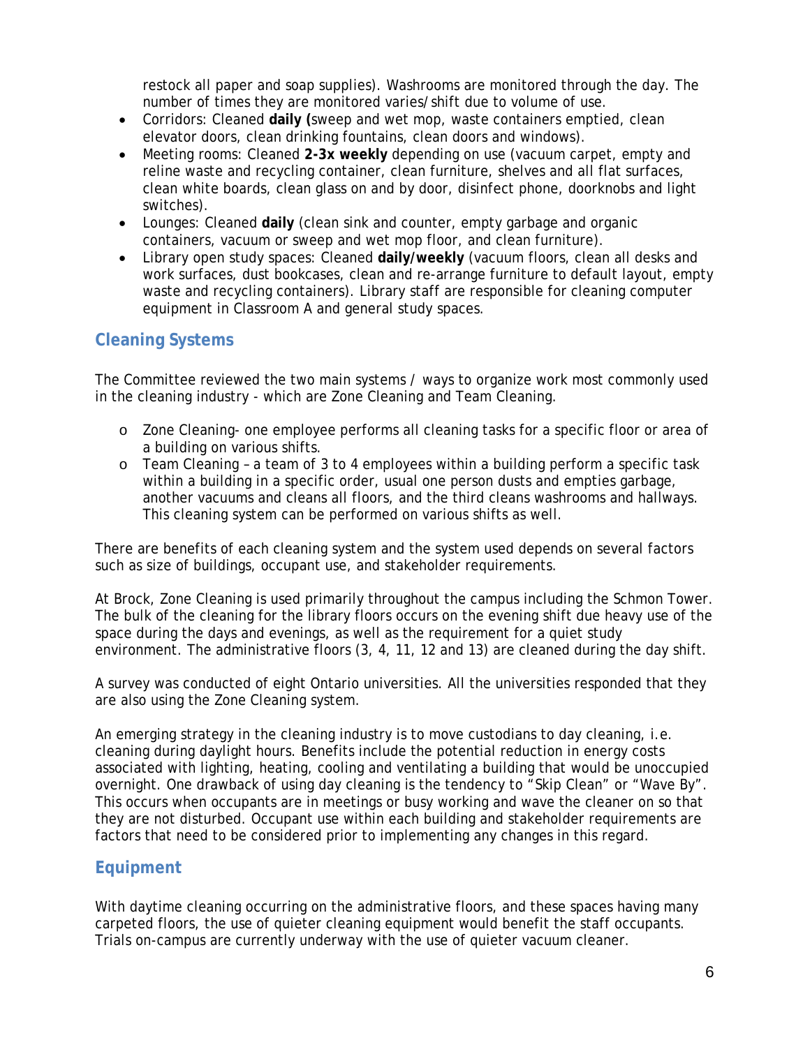restock all paper and soap supplies). Washrooms are monitored through the day. The number of times they are monitored varies/shift due to volume of use.

- Corridors: Cleaned **daily (**sweep and wet mop, waste containers emptied, clean elevator doors, clean drinking fountains, clean doors and windows).
- Meeting rooms: Cleaned **2-3x weekly** depending on use (vacuum carpet, empty and reline waste and recycling container, clean furniture, shelves and all flat surfaces, clean white boards, clean glass on and by door, disinfect phone, doorknobs and light switches).
- Lounges: Cleaned **daily** (clean sink and counter, empty garbage and organic containers, vacuum or sweep and wet mop floor, and clean furniture).
- Library open study spaces: Cleaned **daily/weekly** (vacuum floors, clean all desks and work surfaces, dust bookcases, clean and re-arrange furniture to default layout, empty waste and recycling containers). Library staff are responsible for cleaning computer equipment in Classroom A and general study spaces.

## Cleaning Systems

The Committee reviewed the two main systems / ways to organize work most commonly used in the cleaning industry - which are Zone Cleaning and Team Cleaning.

- Zone Cleaning- one employee performs all cleaning tasks for a specific floor or area of a building on various shifts.
- Team Cleaning – a team of 3 to 4 employees within a building perform a specific task within a building in a specific order, usual one person dusts and empties garbage, another vacuums and cleans all floors, and the third cleans washrooms and hallways. This cleaning system can be performed on various shifts as well.

There are benefits of each cleaning system and the system used depends on several factors such as size of buildings, occupant use, and stakeholder requirements.

At Brock, Zone Cleaning is used primarily throughout the campus including the Schmon Tower. The bulk of the cleaning for the library floors occurs on the evening shift due heavy use of the space during the days and evenings, as well as the requirement for a quiet study environment. The administrative floors (3, 4, 11, 12 and 13) are cleaned during the day shift.

A survey was conducted of eight Ontario universities. All the universities responded that they are also using the Zone Cleaning system.

An emerging strategy in the cleaning industry is to move custodians to day cleaning, i.e. cleaning during daylight hours. Benefits include the potential reduction in energy costs associated with lighting, heating, cooling and ventilating a building that would be unoccupied overnight. One drawback of using day cleaning is the tendency to "Skip Clean" or "Wave By". This occurs when occupants are in meetings or busy working and wave the cleaner on so that they are not disturbed. Occupant use within each building and stakeholder requirements are factors that need to be considered prior to implementing any changes in this regard.

## Equipment

With daytime cleaning occurring on the administrative floors, and these spaces having many carpeted floors, the use of quieter cleaning equipment would benefit the staff occupants. Trials on-campus are currently underway with the use of quieter vacuum cleaner.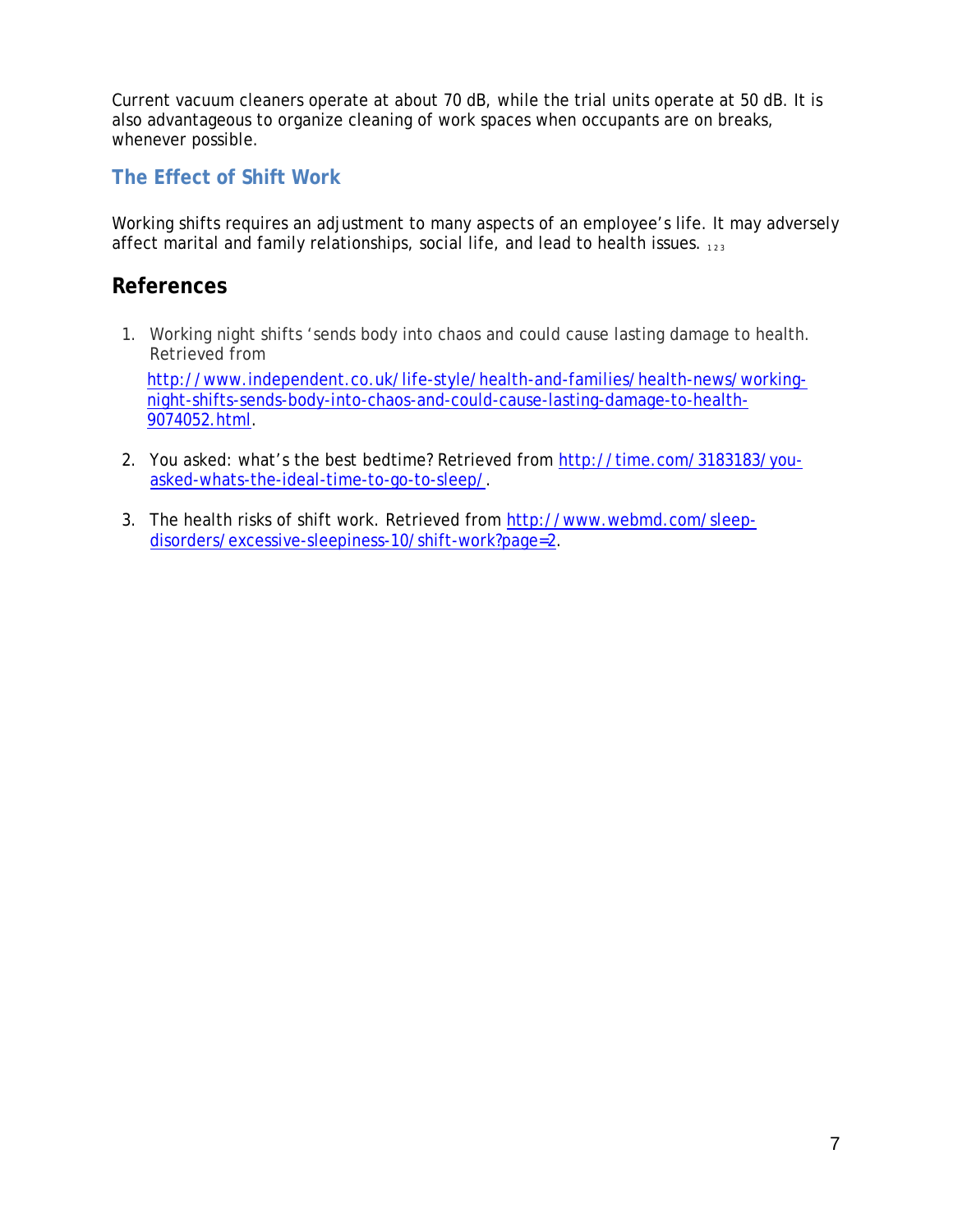Current vacuum cleaners operate at about 70 dB, while the trial units operate at 50 dB. It is also advantageous to organize cleaning of work spaces when occupants are on breaks, whenever possible.

### The Effect of Shift Work

Working shifts requires an adjustment to many aspects of an employee's life. It may adversely affect marital and family relationships, social life, and lead to health issues. [1 2 3]

## References

1. Working night shifts 'sends body into chaos and could cause lasting damage to health. Retrieved from [http://www.independent.co.uk/life-style/health-and-families/health-news/working-night-shifts-sends-body-into-chaos-and-could-cause-lasting-damage-to-health-9074052.html](http://www.independent.co.uk/life-style/health-and-families/health-news/working-night-shifts-sends-body-into-chaos-and-could-cause-lasting-damage-to-health-9074052.html).
2. You asked: what's the best bedtime? Retrieved from [http://time.com/3183183/you-asked-whats-the-ideal-time-to-go-to-sleep/](http://time.com/3183183/you-asked-whats-the-ideal-time-to-go-to-sleep/).
3. The health risks of shift work. Retrieved from [http://www.webmd.com/sleep-disorders/excessive-sleepiness-10/shift-work?page=2](http://www.webmd.com/sleep-disorders/excessive-sleepiness-10/shift-work?page=2).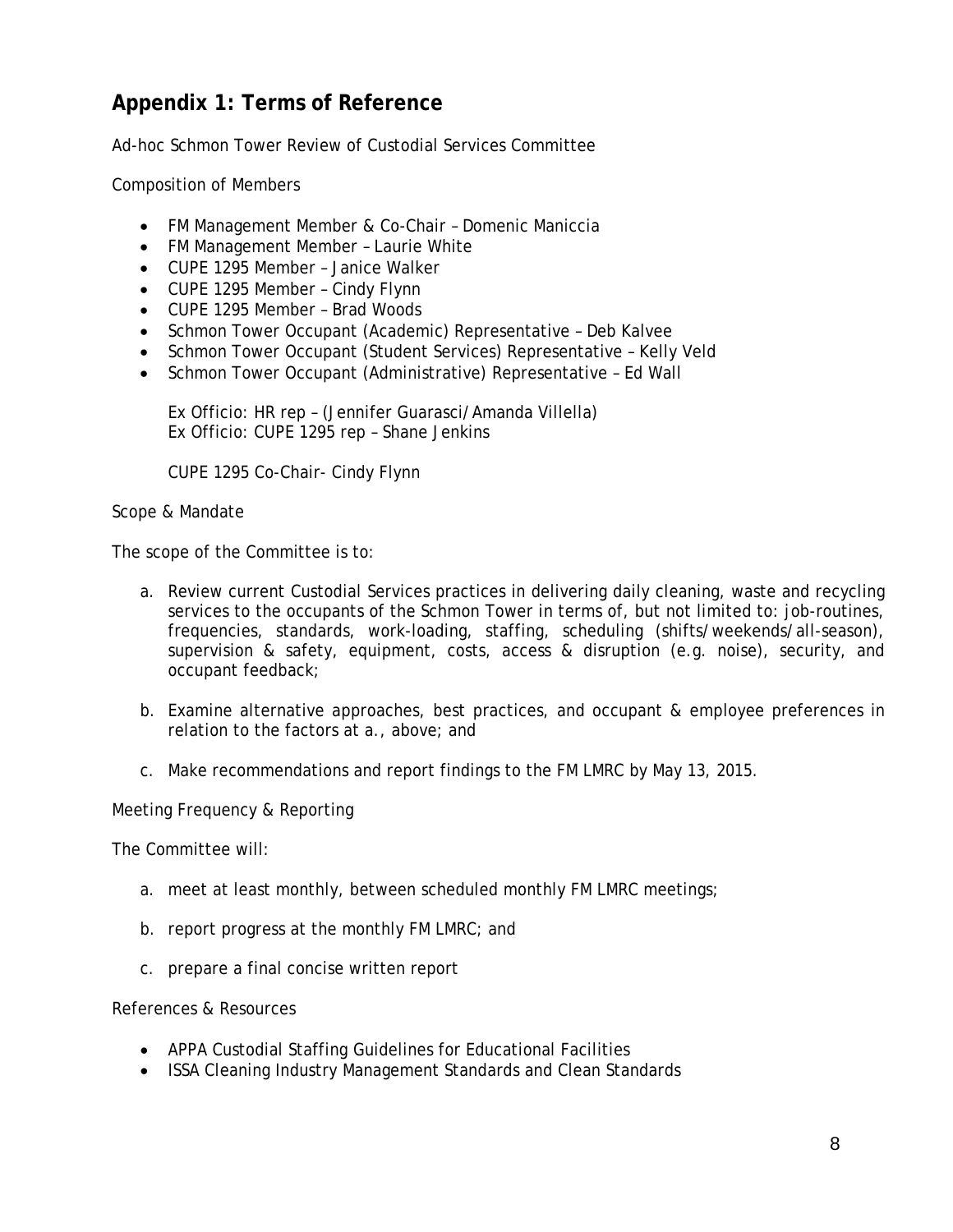## Appendix 1: Terms of Reference

Ad-hoc Schmon Tower Review of Custodial Services Committee

Composition of Members

- FM Management Member & Co-Chair – Domenic Maniccia
- FM Management Member – Laurie White
- CUPE 1295 Member – Janice Walker
- CUPE 1295 Member – Cindy Flynn
- CUPE 1295 Member – Brad Woods
- Schmon Tower Occupant (Academic) Representative – Deb Kalvee
- Schmon Tower Occupant (Student Services) Representative – Kelly Veld
- Schmon Tower Occupant (Administrative) Representative – Ed Wall

Ex Officio: HR rep – (Jennifer Guarasci/Amanda Villella)
Ex Officio: CUPE 1295 rep – Shane Jenkins

CUPE 1295 Co-Chair- Cindy Flynn

Scope & Mandate

The scope of the Committee is to:

a. Review current Custodial Services practices in delivering daily cleaning, waste and recycling services to the occupants of the Schmon Tower in terms of, but not limited to: job-routines, frequencies, standards, work-loading, staffing, scheduling (shifts/weekends/all-season), supervision & safety, equipment, costs, access & disruption (e.g. noise), security, and occupant feedback;

b. Examine alternative approaches, best practices, and occupant & employee preferences in relation to the factors at a., above; and

c. Make recommendations and report findings to the FM LMRC by May 13, 2015.

Meeting Frequency & Reporting

The Committee will:

a. meet at least monthly, between scheduled monthly FM LMRC meetings;

b. report progress at the monthly FM LMRC; and

c. prepare a final concise written report

References & Resources

- APPA Custodial Staffing Guidelines for Educational Facilities
- ISSA Cleaning Industry Management Standards and Clean Standards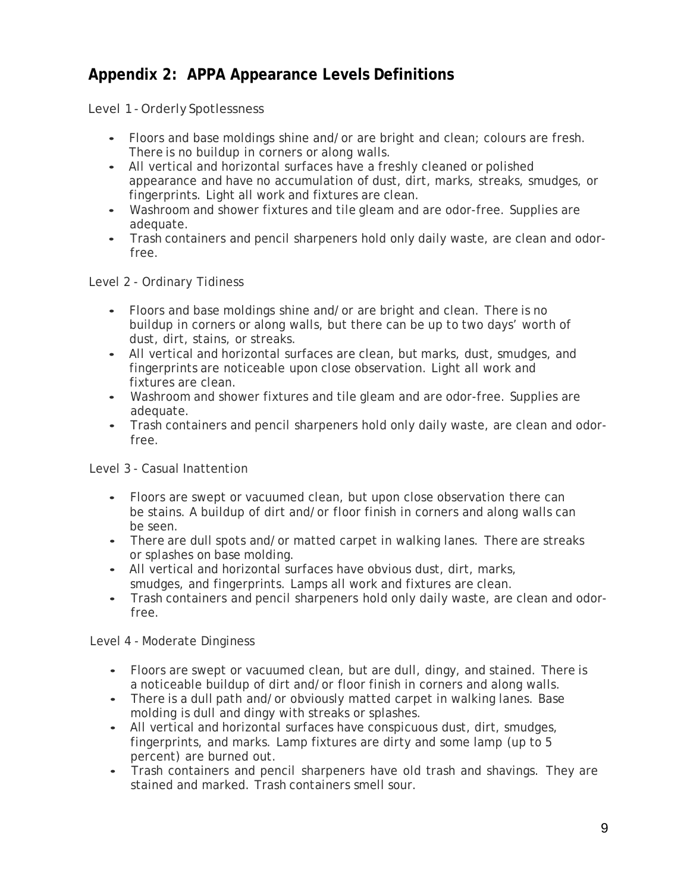## Appendix 2: APPA Appearance Levels Definitions

Level 1 - Orderly Spotlessness

- Floors and base moldings shine and/or are bright and clean; colours are fresh. There is no buildup in corners or along walls.
- All vertical and horizontal surfaces have a freshly cleaned or polished appearance and have no accumulation of dust, dirt, marks, streaks, smudges, or fingerprints. Light all work and fixtures are clean.
- Washroom and shower fixtures and tile gleam and are odor-free. Supplies are adequate.
- Trash containers and pencil sharpeners hold only daily waste, are clean and odor-free.

Level 2 - Ordinary Tidiness

- Floors and base moldings shine and/or are bright and clean. There is no buildup in corners or along walls, but there can be up to two days' worth of dust, dirt, stains, or streaks.
- All vertical and horizontal surfaces are clean, but marks, dust, smudges, and fingerprints are noticeable upon close observation. Light all work and fixtures are clean.
- Washroom and shower fixtures and tile gleam and are odor-free. Supplies are adequate.
- Trash containers and pencil sharpeners hold only daily waste, are clean and odor-free.

Level 3 - Casual Inattention

- Floors are swept or vacuumed clean, but upon close observation there can be stains. A buildup of dirt and/or floor finish in corners and along walls can be seen.
- There are dull spots and/or matted carpet in walking lanes. There are streaks or splashes on base molding.
- All vertical and horizontal surfaces have obvious dust, dirt, marks, smudges, and fingerprints. Lamps all work and fixtures are clean.
- Trash containers and pencil sharpeners hold only daily waste, are clean and odor-free.

Level 4 - Moderate Dinginess

- Floors are swept or vacuumed clean, but are dull, dingy, and stained. There is a noticeable buildup of dirt and/or floor finish in corners and along walls.
- There is a dull path and/or obviously matted carpet in walking lanes. Base molding is dull and dingy with streaks or splashes.
- All vertical and horizontal surfaces have conspicuous dust, dirt, smudges, fingerprints, and marks. Lamp fixtures are dirty and some lamp (up to 5 percent) are burned out.
- Trash containers and pencil sharpeners have old trash and shavings. They are stained and marked. Trash containers smell sour.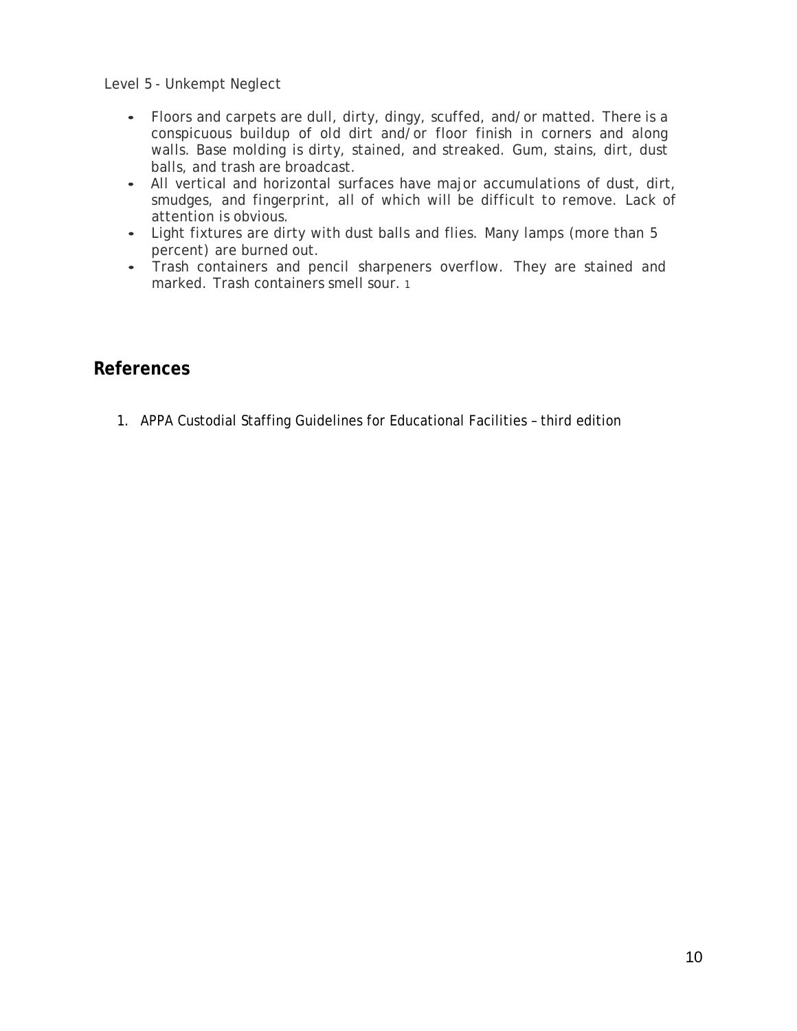Level 5 - Unkempt Neglect

- Floors and carpets are dull, dirty, dingy, scuffed, and/or matted. There is a conspicuous buildup of old dirt and/or floor finish in corners and along walls. Base molding is dirty, stained, and streaked. Gum, stains, dirt, dust balls, and trash are broadcast.
- All vertical and horizontal surfaces have major accumulations of dust, dirt, smudges, and fingerprint, all of which will be difficult to remove. Lack of attention is obvious.
- Light fixtures are dirty with dust balls and flies. Many lamps (more than 5 percent) are burned out.
- Trash containers and pencil sharpeners overflow. They are stained and marked. Trash containers smell sour. [1]

## References

1. APPA Custodial Staffing Guidelines for Educational Facilities – third edition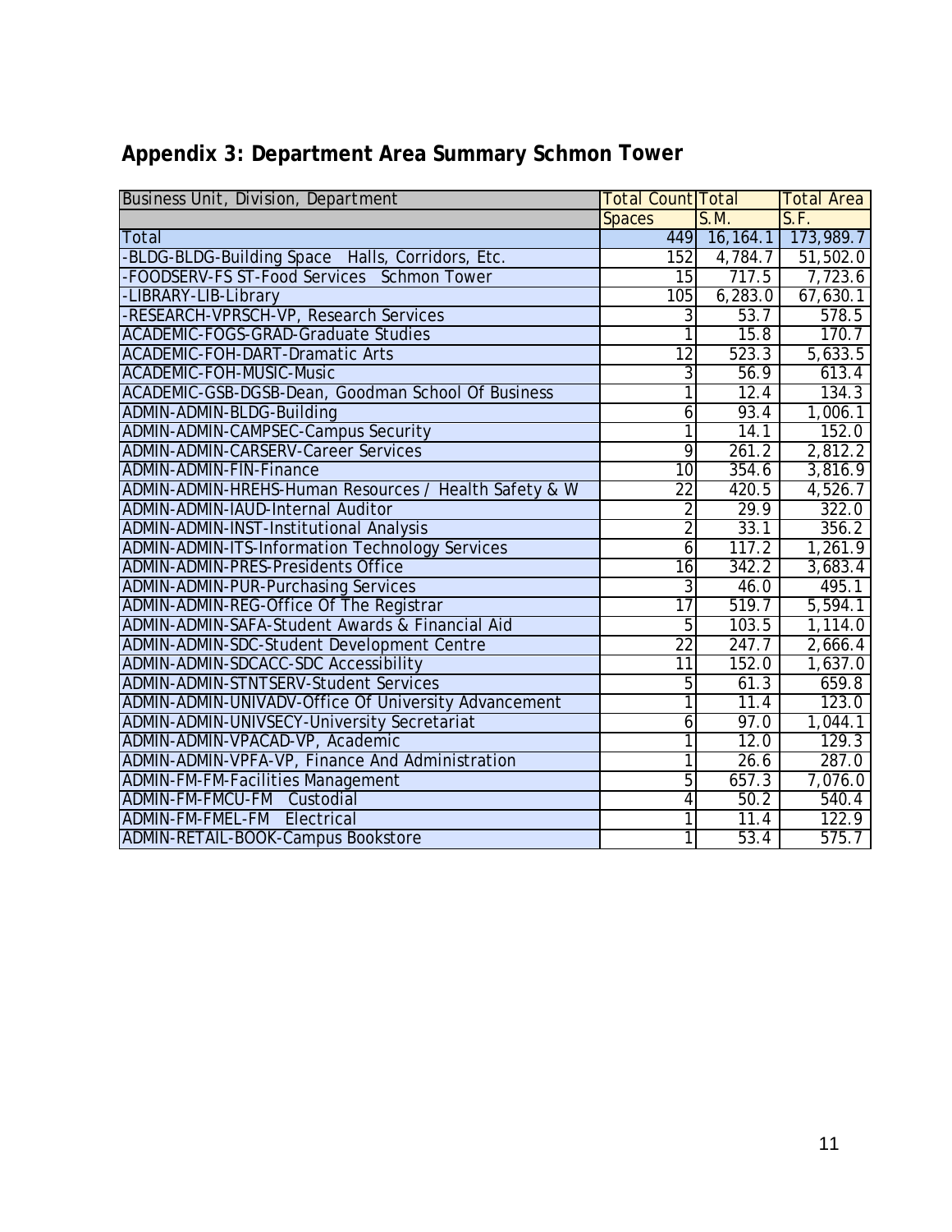# Appendix 3: Department Area Summary Schmon Tower

| Business Unit, Division, Department | Total Count Spaces | Total S.M. | Total Area S.F. |
|---|---|---|---|
| Total | 449 | 16,164.1 | 173,989.7 |
| -BLDG-BLDG-Building Space Halls, Corridors, Etc. | 152 | 4,784.7 | 51,502.0 |
| -FOODSERV-FS ST-Food Services Schmon Tower | 15 | 717.5 | 7,723.6 |
| -LIBRARY-LIB-Library | 105 | 6,283.0 | 67,630.1 |
| -RESEARCH-VPRSCH-VP, Research Services | 3 | 53.7 | 578.5 |
| ACADEMIC-FOGS-GRAD-Graduate Studies | 1 | 15.8 | 170.7 |
| ACADEMIC-FOH-DART-Dramatic Arts | 12 | 523.3 | 5,633.5 |
| ACADEMIC-FOH-MUSIC-Music | 3 | 56.9 | 613.4 |
| ACADEMIC-GSB-DGSB-Dean, Goodman School Of Business | 1 | 12.4 | 134.3 |
| ADMIN-ADMIN-BLDG-Building | 6 | 93.4 | 1,006.1 |
| ADMIN-ADMIN-CAMPSEC-Campus Security | 1 | 14.1 | 152.0 |
| ADMIN-ADMIN-CARSERV-Career Services | 9 | 261.2 | 2,812.2 |
| ADMIN-ADMIN-FIN-Finance | 10 | 354.6 | 3,816.9 |
| ADMIN-ADMIN-HREHS-Human Resources / Health Safety & W | 22 | 420.5 | 4,526.7 |
| ADMIN-ADMIN-IAUD-Internal Auditor | 2 | 29.9 | 322.0 |
| ADMIN-ADMIN-INST-Institutional Analysis | 2 | 33.1 | 356.2 |
| ADMIN-ADMIN-ITS-Information Technology Services | 6 | 117.2 | 1,261.9 |
| ADMIN-ADMIN-PRES-Presidents Office | 16 | 342.2 | 3,683.4 |
| ADMIN-ADMIN-PUR-Purchasing Services | 3 | 46.0 | 495.1 |
| ADMIN-ADMIN-REG-Office Of The Registrar | 17 | 519.7 | 5,594.1 |
| ADMIN-ADMIN-SAFA-Student Awards & Financial Aid | 5 | 103.5 | 1,114.0 |
| ADMIN-ADMIN-SDC-Student Development Centre | 22 | 247.7 | 2,666.4 |
| ADMIN-ADMIN-SDCACC-SDC Accessibility | 11 | 152.0 | 1,637.0 |
| ADMIN-ADMIN-STNTSERV-Student Services | 5 | 61.3 | 659.8 |
| ADMIN-ADMIN-UNIVADV-Office Of University Advancement | 1 | 11.4 | 123.0 |
| ADMIN-ADMIN-UNIVSECY-University Secretariat | 6 | 97.0 | 1,044.1 |
| ADMIN-ADMIN-VPACAD-VP, Academic | 1 | 12.0 | 129.3 |
| ADMIN-ADMIN-VPFA-VP, Finance And Administration | 1 | 26.6 | 287.0 |
| ADMIN-FM-FM-Facilities Management | 5 | 657.3 | 7,076.0 |
| ADMIN-FM-FMCU-FM Custodial | 4 | 50.2 | 540.4 |
| ADMIN-FM-FMEL-FM Electrical | 1 | 11.4 | 122.9 |
| ADMIN-RETAIL-BOOK-Campus Bookstore | 1 | 53.4 | 575.7 |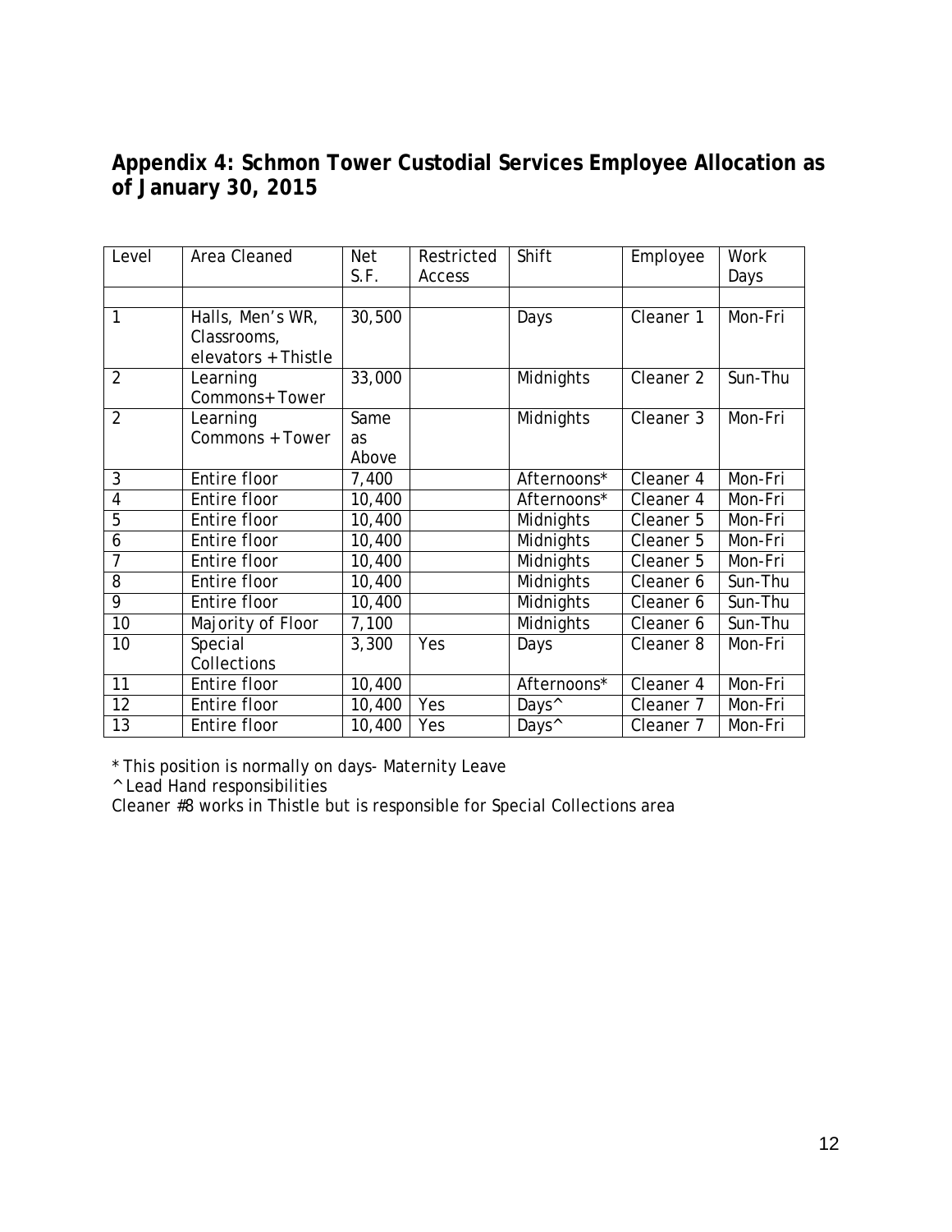## Appendix 4: Schmon Tower Custodial Services Employee Allocation as of January 30, 2015

| Level | Area Cleaned | Net S.F. | Restricted Access | Shift | Employee | Work Days |
|---|---|---|---|---|---|---|
| | | | | | | |
| 1 | Halls, Men's WR, Classrooms, elevators + Thistle | 30,500 | | Days | Cleaner 1 | Mon-Fri |
| 2 | Learning Commons+ Tower | 33,000 | | Midnights | Cleaner 2 | Sun-Thu |
| 2 | Learning Commons + Tower | Same as Above | | Midnights | Cleaner 3 | Mon-Fri |
| 3 | Entire floor | 7,400 | | Afternoons* | Cleaner 4 | Mon-Fri |
| 4 | Entire floor | 10,400 | | Afternoons* | Cleaner 4 | Mon-Fri |
| 5 | Entire floor | 10,400 | | Midnights | Cleaner 5 | Mon-Fri |
| 6 | Entire floor | 10,400 | | Midnights | Cleaner 5 | Mon-Fri |
| 7 | Entire floor | 10,400 | | Midnights | Cleaner 5 | Mon-Fri |
| 8 | Entire floor | 10,400 | | Midnights | Cleaner 6 | Sun-Thu |
| 9 | Entire floor | 10,400 | | Midnights | Cleaner 6 | Sun-Thu |
| 10 | Majority of Floor | 7,100 | | Midnights | Cleaner 6 | Sun-Thu |
| 10 | Special Collections | 3,300 | Yes | Days | Cleaner 8 | Mon-Fri |
| 11 | Entire floor | 10,400 | | Afternoons* | Cleaner 4 | Mon-Fri |
| 12 | Entire floor | 10,400 | Yes | Days^ | Cleaner 7 | Mon-Fri |
| 13 | Entire floor | 10,400 | Yes | Days^ | Cleaner 7 | Mon-Fri |

\* This position is normally on days- Maternity Leave

^ Lead Hand responsibilities

Cleaner #8 works in Thistle but is responsible for Special Collections area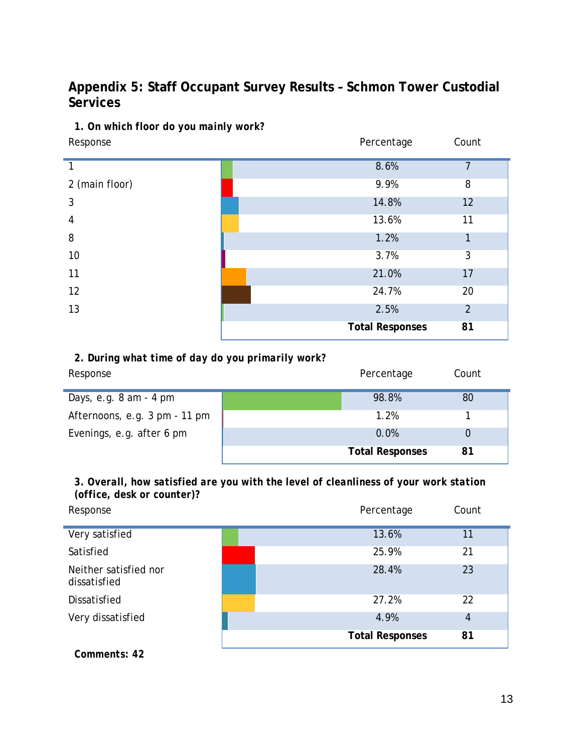## Appendix 5: Staff Occupant Survey Results – Schmon Tower Custodial Services

**1. *On which floor do you mainly work?***

| Response | Percentage | Count |
|---|---|---|
| 1 | 8.6% | 7 |
| 2 (main floor) | 9.9% | 8 |
| 3 | 14.8% | 12 |
| 4 | 13.6% | 11 |
| 8 | 1.2% | 1 |
| 10 | 3.7% | 3 |
| 11 | 21.0% | 17 |
| 12 | 24.7% | 20 |
| 13 | 2.5% | 2 |
| | **Total Responses** | **81** |

**2. *During what time of day do you primarily work?***

| Response | Percentage | Count |
|---|---|---|
| Days, e.g. 8 am - 4 pm | 98.8% | 80 |
| Afternoons, e.g. 3 pm - 11 pm | 1.2% | 1 |
| Evenings, e.g. after 6 pm | 0.0% | 0 |
| | **Total Responses** | **81** |

**3. *Overall, how satisfied are you with the level of cleanliness of your work station (office, desk or counter)?***

| Response | Percentage | Count |
|---|---|---|
| Very satisfied | 13.6% | 11 |
| Satisfied | 25.9% | 21 |
| Neither satisfied nor dissatisfied | 28.4% | 23 |
| Dissatisfied | 27.2% | 22 |
| Very dissatisfied | 4.9% | 4 |
| | **Total Responses** | **81** |

**Comments: 42**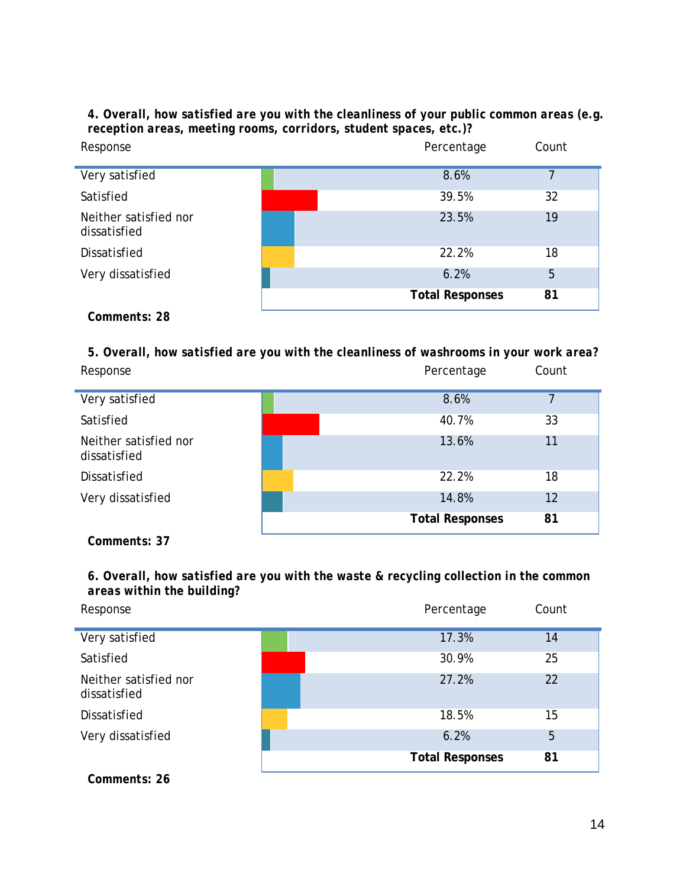**4. Overall, how satisfied are you with the cleanliness of your public common areas (e.g. reception areas, meeting rooms, corridors, student spaces, etc.)?**

| Response | Percentage | Count |
|---|---|---|
| Very satisfied | 8.6% | 7 |
| Satisfied | 39.5% | 32 |
| Neither satisfied nor dissatisfied | 23.5% | 19 |
| Dissatisfied | 22.2% | 18 |
| Very dissatisfied | 6.2% | 5 |
| | **Total Responses** | **81** |

**Comments: 28**

**5. Overall, how satisfied are you with the cleanliness of washrooms in your work area?**

| Response | Percentage | Count |
|---|---|---|
| Very satisfied | 8.6% | 7 |
| Satisfied | 40.7% | 33 |
| Neither satisfied nor dissatisfied | 13.6% | 11 |
| Dissatisfied | 22.2% | 18 |
| Very dissatisfied | 14.8% | 12 |
| | **Total Responses** | **81** |

**Comments: 37**

**6. Overall, how satisfied are you with the waste & recycling collection in the common areas within the building?**

| Response | Percentage | Count |
|---|---|---|
| Very satisfied | 17.3% | 14 |
| Satisfied | 30.9% | 25 |
| Neither satisfied nor dissatisfied | 27.2% | 22 |
| Dissatisfied | 18.5% | 15 |
| Very dissatisfied | 6.2% | 5 |
| | **Total Responses** | **81** |

**Comments: 26**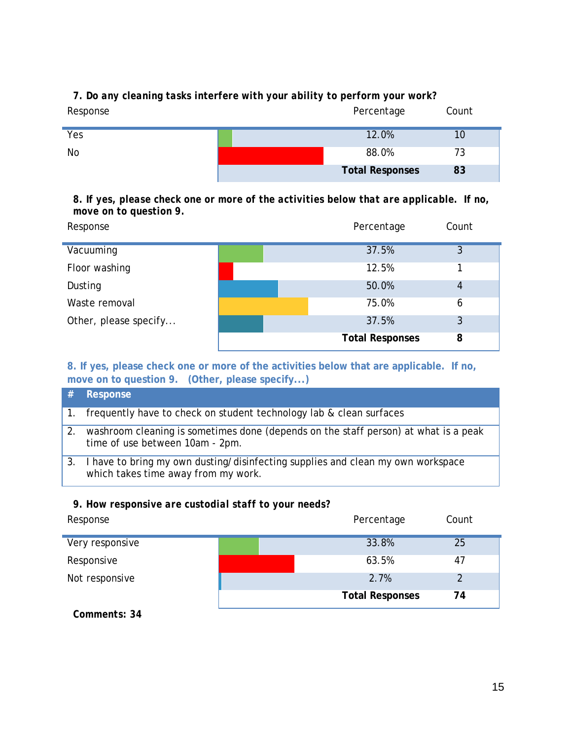**7. Do any cleaning tasks interfere with your ability to perform your work?**

| Response | Percentage | Count |
|---|---|---|
| Yes | 12.0% | 10 |
| No | 88.0% | 73 |
| | **Total Responses** | **83** |

**8. If yes, please check one or more of the activities below that are applicable. If no, move on to question 9.**

| Response | Percentage | Count |
|---|---|---|
| Vacuuming | 37.5% | 3 |
| Floor washing | 12.5% | 1 |
| Dusting | 50.0% | 4 |
| Waste removal | 75.0% | 6 |
| Other, please specify... | 37.5% | 3 |
| | **Total Responses** | **8** |

**8. If yes, please check one or more of the activities below that are applicable. If no, move on to question 9. (Other, please specify...)**

| # | Response |
|---|---|
| 1. | frequently have to check on student technology lab & clean surfaces |
| 2. | washroom cleaning is sometimes done (depends on the staff person) at what is a peak time of use between 10am - 2pm. |
| 3. | I have to bring my own dusting/disinfecting supplies and clean my own workspace which takes time away from my work. |

**9. How responsive are custodial staff to your needs?**

| Response | Percentage | Count |
|---|---|---|
| Very responsive | 33.8% | 25 |
| Responsive | 63.5% | 47 |
| Not responsive | 2.7% | 2 |
| | **Total Responses** | **74** |

**Comments: 34**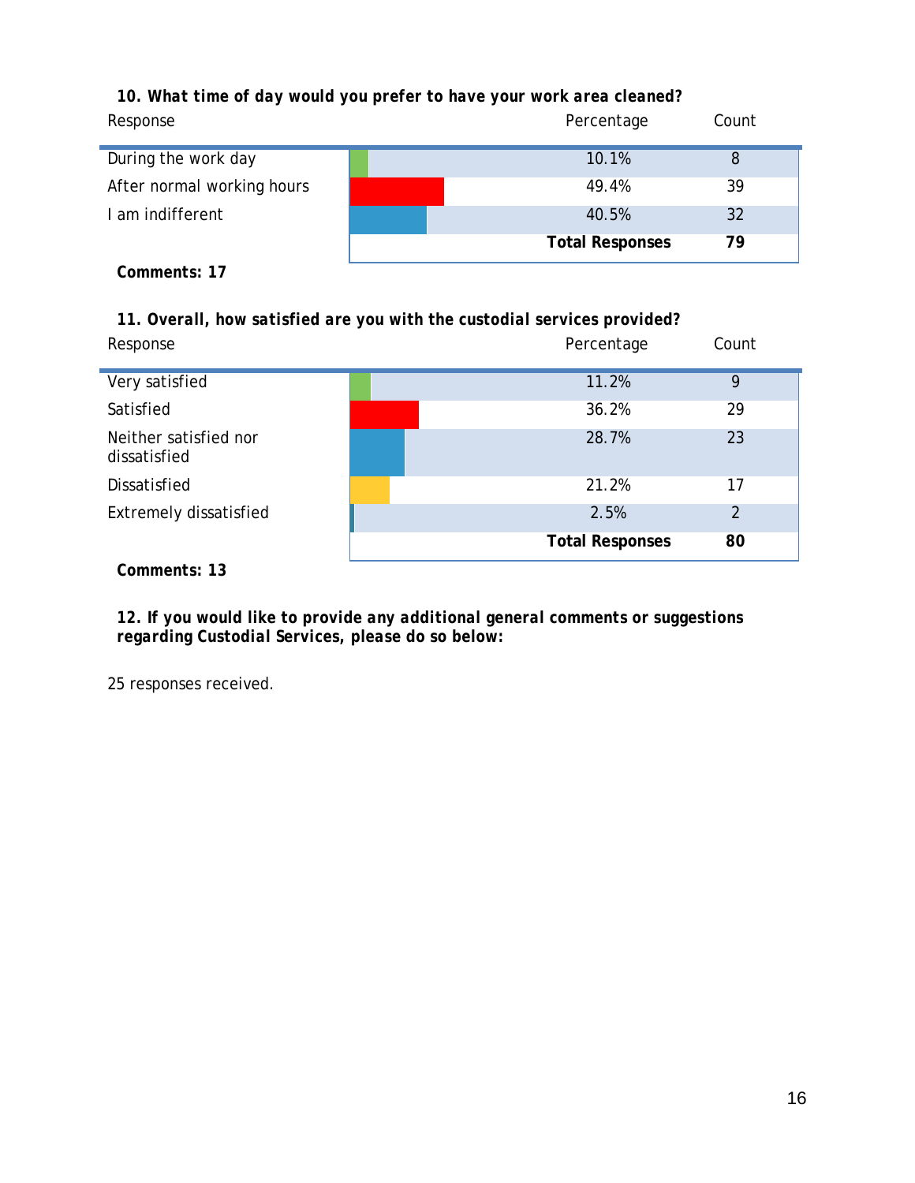**10. What time of day would you prefer to have your work area cleaned?**

| Response | Percentage | Count |
|---|---|---|
| During the work day | 10.1% | 8 |
| After normal working hours | 49.4% | 39 |
| I am indifferent | 40.5% | 32 |
| | **Total Responses** | **79** |

**Comments: 17**

**11. Overall, how satisfied are you with the custodial services provided?**

| Response | Percentage | Count |
|---|---|---|
| Very satisfied | 11.2% | 9 |
| Satisfied | 36.2% | 29 |
| Neither satisfied nor dissatisfied | 28.7% | 23 |
| Dissatisfied | 21.2% | 17 |
| Extremely dissatisfied | 2.5% | 2 |
| | **Total Responses** | **80** |

**Comments: 13**

**12. If you would like to provide any additional general comments or suggestions regarding Custodial Services, please do so below:**

25 responses received.